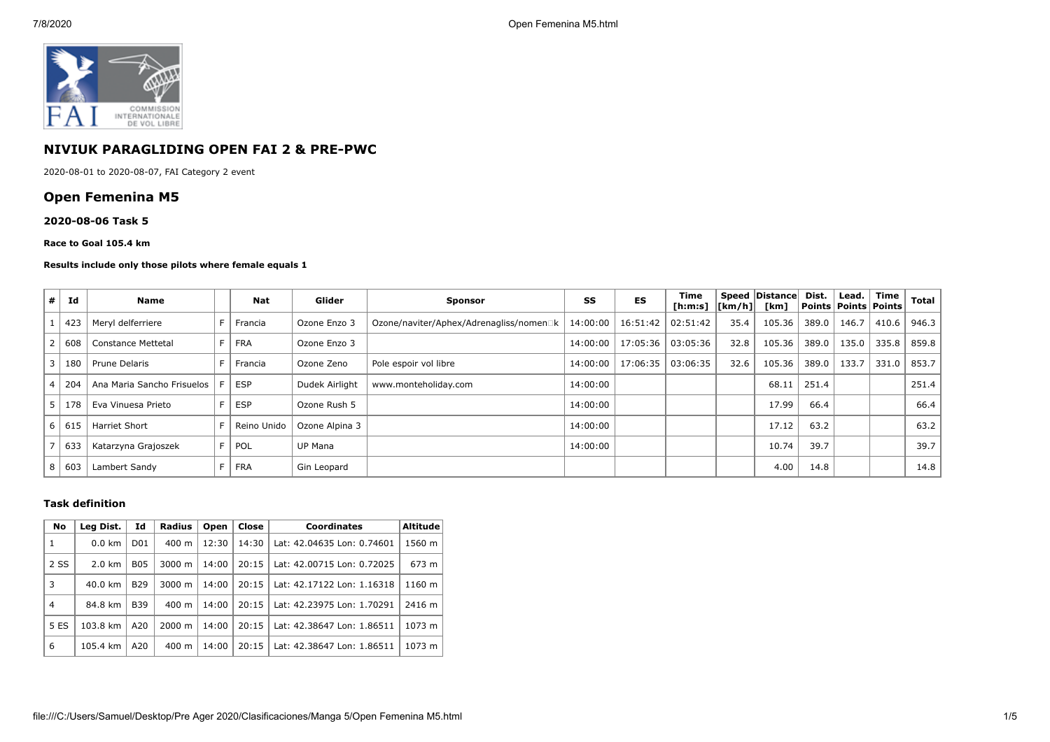## NIVIUK PARAGLIDING OPEN FAI 2 & PRE-PWC

2020-08-01 to 2020-08-07, FAI Category 2 event

## Open Femenina M5

### 2020-08-06 Task 5

**Race to Goal 105.4 km**

**Results include only those pilots where female equals 1**

| # | Id | Name | | Nat | Glider | Sponsor | SS | ES | Time [h:m:s] | Speed [km/h] | Distance [km] | Dist. Points | Lead. Points | Time Points | Total |
|---|---|---|---|---|---|---|---|---|---|---|---|---|---|---|---|
| 1 | 423 | Meryl delferriere | F | Francia | Ozone Enzo 3 | Ozone/naviter/Aphex/Adrenagliss/nomen□k | 14:00:00 | 16:51:42 | 02:51:42 | 35.4 | 105.36 | 389.0 | 146.7 | 410.6 | 946.3 |
| 2 | 608 | Constance Mettetal | F | FRA | Ozone Enzo 3 | | 14:00:00 | 17:05:36 | 03:05:36 | 32.8 | 105.36 | 389.0 | 135.0 | 335.8 | 859.8 |
| 3 | 180 | Prune Delaris | F | Francia | Ozone Zeno | Pole espoir vol libre | 14:00:00 | 17:06:35 | 03:06:35 | 32.6 | 105.36 | 389.0 | 133.7 | 331.0 | 853.7 |
| 4 | 204 | Ana Maria Sancho Frisuelos | F | ESP | Dudek Airlight | www.monteholiday.com | 14:00:00 | | | | 68.11 | 251.4 | | | 251.4 |
| 5 | 178 | Eva Vinuesa Prieto | F | ESP | Ozone Rush 5 | | 14:00:00 | | | | 17.99 | 66.4 | | | 66.4 |
| 6 | 615 | Harriet Short | F | Reino Unido | Ozone Alpina 3 | | 14:00:00 | | | | 17.12 | 63.2 | | | 63.2 |
| 7 | 633 | Katarzyna Grajoszek | F | POL | UP Mana | | 14:00:00 | | | | 10.74 | 39.7 | | | 39.7 |
| 8 | 603 | Lambert Sandy | F | FRA | Gin Leopard | | | | | | 4.00 | 14.8 | | | 14.8 |

### Task definition

| No | Leg Dist. | Id | Radius | Open | Close | Coordinates | Altitude |
|---|---|---|---|---|---|---|---|
| 1 | 0.0 km | D01 | 400 m | 12:30 | 14:30 | Lat: 42.04635 Lon: 0.74601 | 1560 m |
| 2 SS | 2.0 km | B05 | 3000 m | 14:00 | 20:15 | Lat: 42.00715 Lon: 0.72025 | 673 m |
| 3 | 40.0 km | B29 | 3000 m | 14:00 | 20:15 | Lat: 42.17122 Lon: 1.16318 | 1160 m |
| 4 | 84.8 km | B39 | 400 m | 14:00 | 20:15 | Lat: 42.23975 Lon: 1.70291 | 2416 m |
| 5 ES | 103.8 km | A20 | 2000 m | 14:00 | 20:15 | Lat: 42.38647 Lon: 1.86511 | 1073 m |
| 6 | 105.4 km | A20 | 400 m | 14:00 | 20:15 | Lat: 42.38647 Lon: 1.86511 | 1073 m |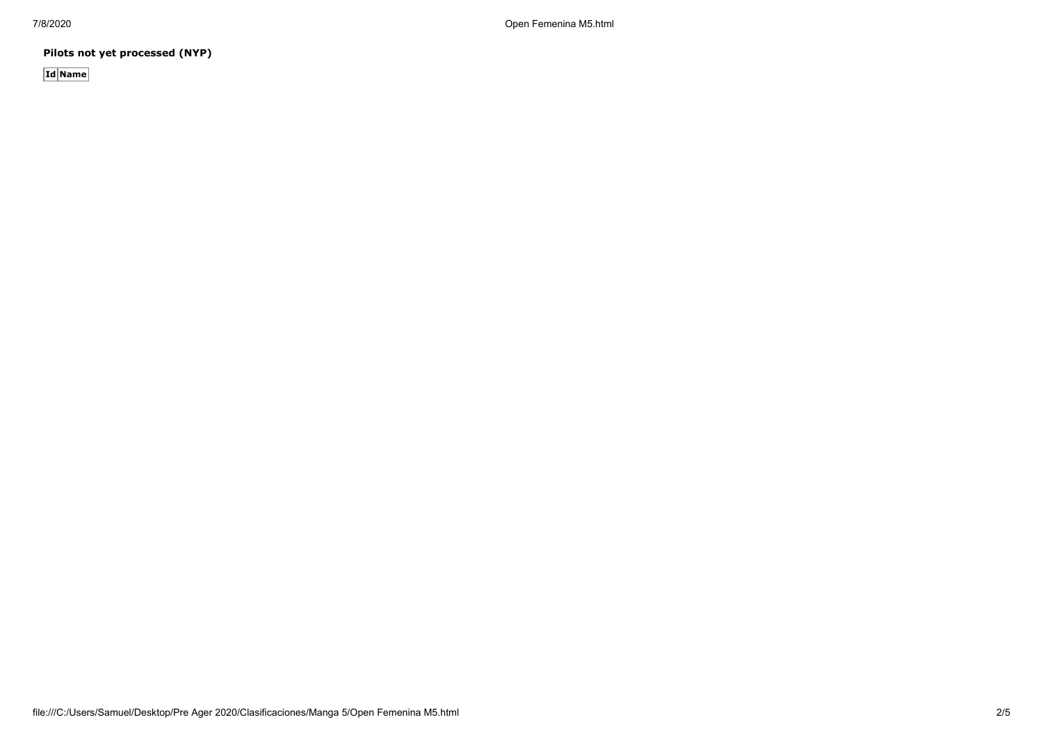**Pilots not yet processed (NYP)**

| Id | Name |
|---|---|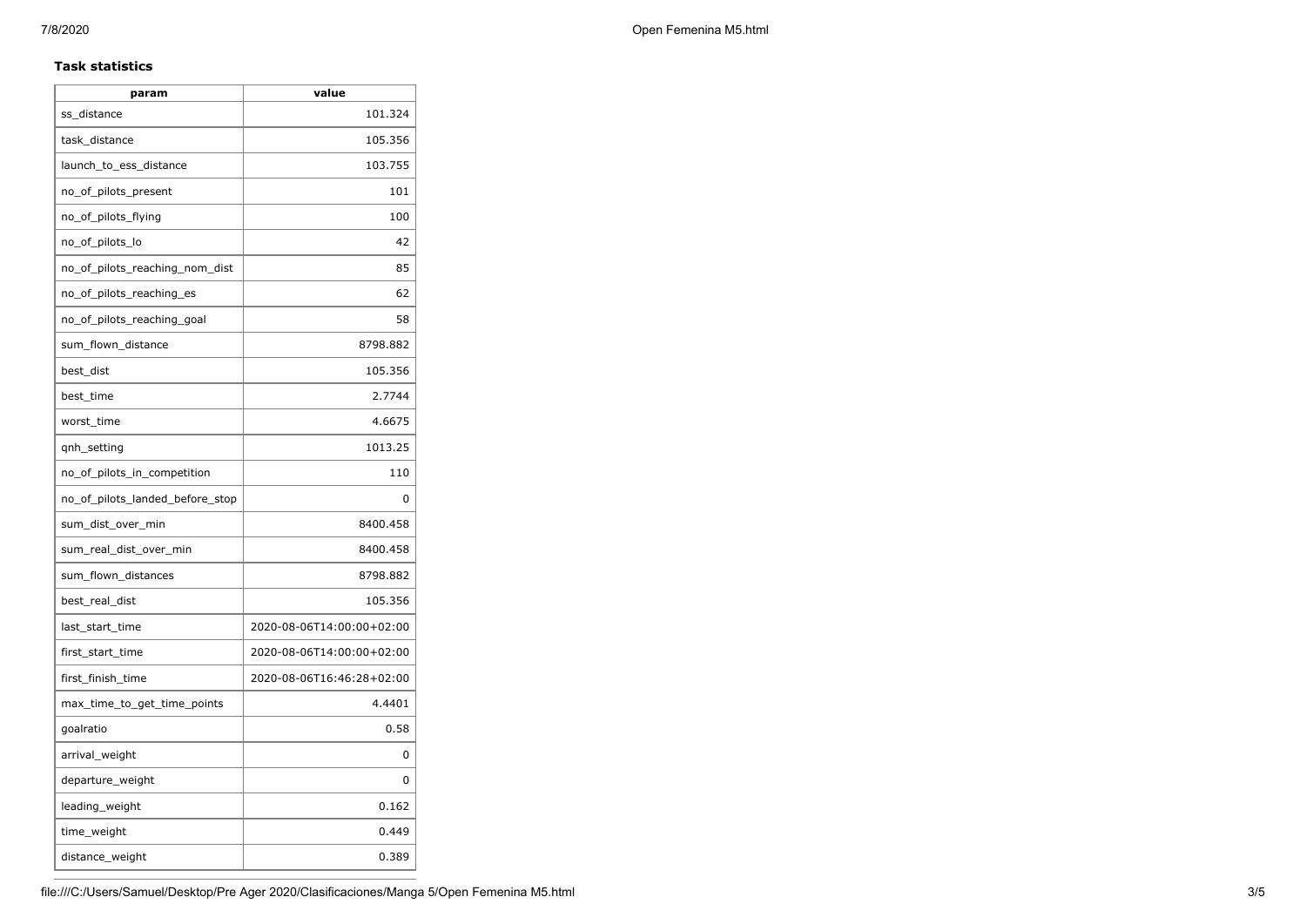### Task statistics

| param | value |
|---|---|
| ss_distance | 101.324 |
| task_distance | 105.356 |
| launch_to_ess_distance | 103.755 |
| no_of_pilots_present | 101 |
| no_of_pilots_flying | 100 |
| no_of_pilots_lo | 42 |
| no_of_pilots_reaching_nom_dist | 85 |
| no_of_pilots_reaching_es | 62 |
| no_of_pilots_reaching_goal | 58 |
| sum_flown_distance | 8798.882 |
| best_dist | 105.356 |
| best_time | 2.7744 |
| worst_time | 4.6675 |
| qnh_setting | 1013.25 |
| no_of_pilots_in_competition | 110 |
| no_of_pilots_landed_before_stop | 0 |
| sum_dist_over_min | 8400.458 |
| sum_real_dist_over_min | 8400.458 |
| sum_flown_distances | 8798.882 |
| best_real_dist | 105.356 |
| last_start_time | 2020-08-06T14:00:00+02:00 |
| first_start_time | 2020-08-06T14:00:00+02:00 |
| first_finish_time | 2020-08-06T16:46:28+02:00 |
| max_time_to_get_time_points | 4.4401 |
| goalratio | 0.58 |
| arrival_weight | 0 |
| departure_weight | 0 |
| leading_weight | 0.162 |
| time_weight | 0.449 |
| distance_weight | 0.389 |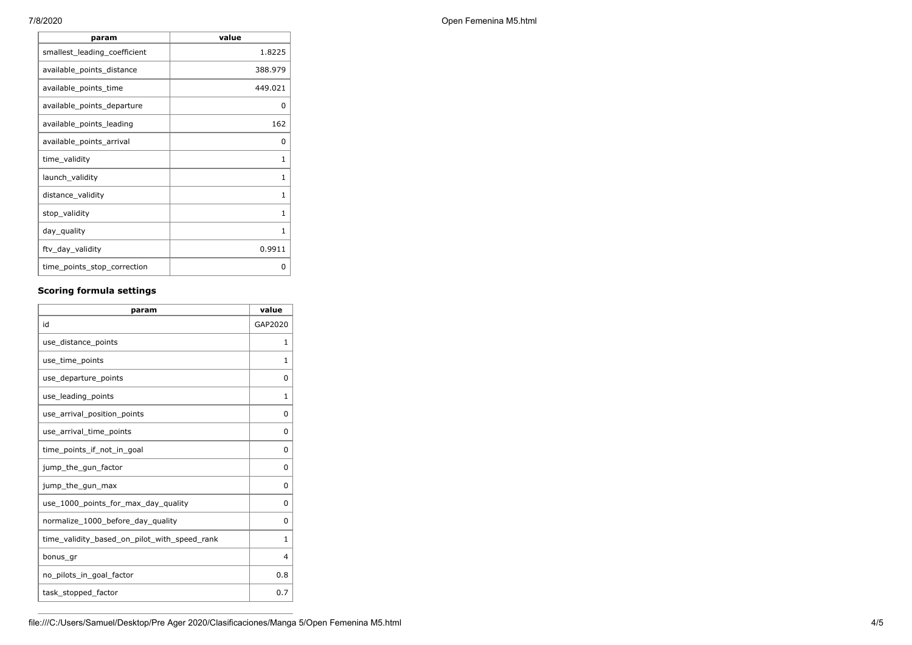| param | value |
| --- | --- |
| smallest_leading_coefficient | 1.8225 |
| available_points_distance | 388.979 |
| available_points_time | 449.021 |
| available_points_departure | 0 |
| available_points_leading | 162 |
| available_points_arrival | 0 |
| time_validity | 1 |
| launch_validity | 1 |
| distance_validity | 1 |
| stop_validity | 1 |
| day_quality | 1 |
| ftv_day_validity | 0.9911 |
| time_points_stop_correction | 0 |

### Scoring formula settings

| param | value |
| --- | --- |
| id | GAP2020 |
| use_distance_points | 1 |
| use_time_points | 1 |
| use_departure_points | 0 |
| use_leading_points | 1 |
| use_arrival_position_points | 0 |
| use_arrival_time_points | 0 |
| time_points_if_not_in_goal | 0 |
| jump_the_gun_factor | 0 |
| jump_the_gun_max | 0 |
| use_1000_points_for_max_day_quality | 0 |
| normalize_1000_before_day_quality | 0 |
| time_validity_based_on_pilot_with_speed_rank | 1 |
| bonus_gr | 4 |
| no_pilots_in_goal_factor | 0.8 |
| task_stopped_factor | 0.7 |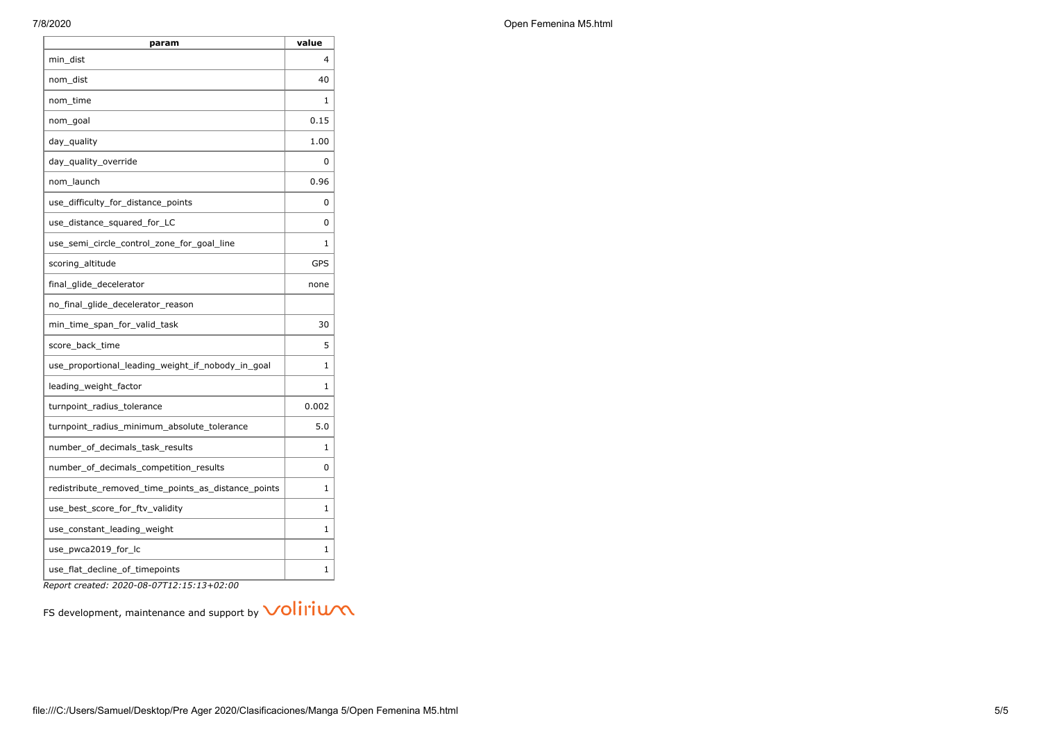| param | value |
| --- | --- |
| min_dist | 4 |
| nom_dist | 40 |
| nom_time | 1 |
| nom_goal | 0.15 |
| day_quality | 1.00 |
| day_quality_override | 0 |
| nom_launch | 0.96 |
| use_difficulty_for_distance_points | 0 |
| use_distance_squared_for_LC | 0 |
| use_semi_circle_control_zone_for_goal_line | 1 |
| scoring_altitude | GPS |
| final_glide_decelerator | none |
| no_final_glide_decelerator_reason | |
| min_time_span_for_valid_task | 30 |
| score_back_time | 5 |
| use_proportional_leading_weight_if_nobody_in_goal | 1 |
| leading_weight_factor | 1 |
| turnpoint_radius_tolerance | 0.002 |
| turnpoint_radius_minimum_absolute_tolerance | 5.0 |
| number_of_decimals_task_results | 1 |
| number_of_decimals_competition_results | 0 |
| redistribute_removed_time_points_as_distance_points | 1 |
| use_best_score_for_ftv_validity | 1 |
| use_constant_leading_weight | 1 |
| use_pwca2019_for_lc | 1 |
| use_flat_decline_of_timepoints | 1 |

*Report created: 2020-08-07T12:15:13+02:00*

FS development, maintenance and support by volirium